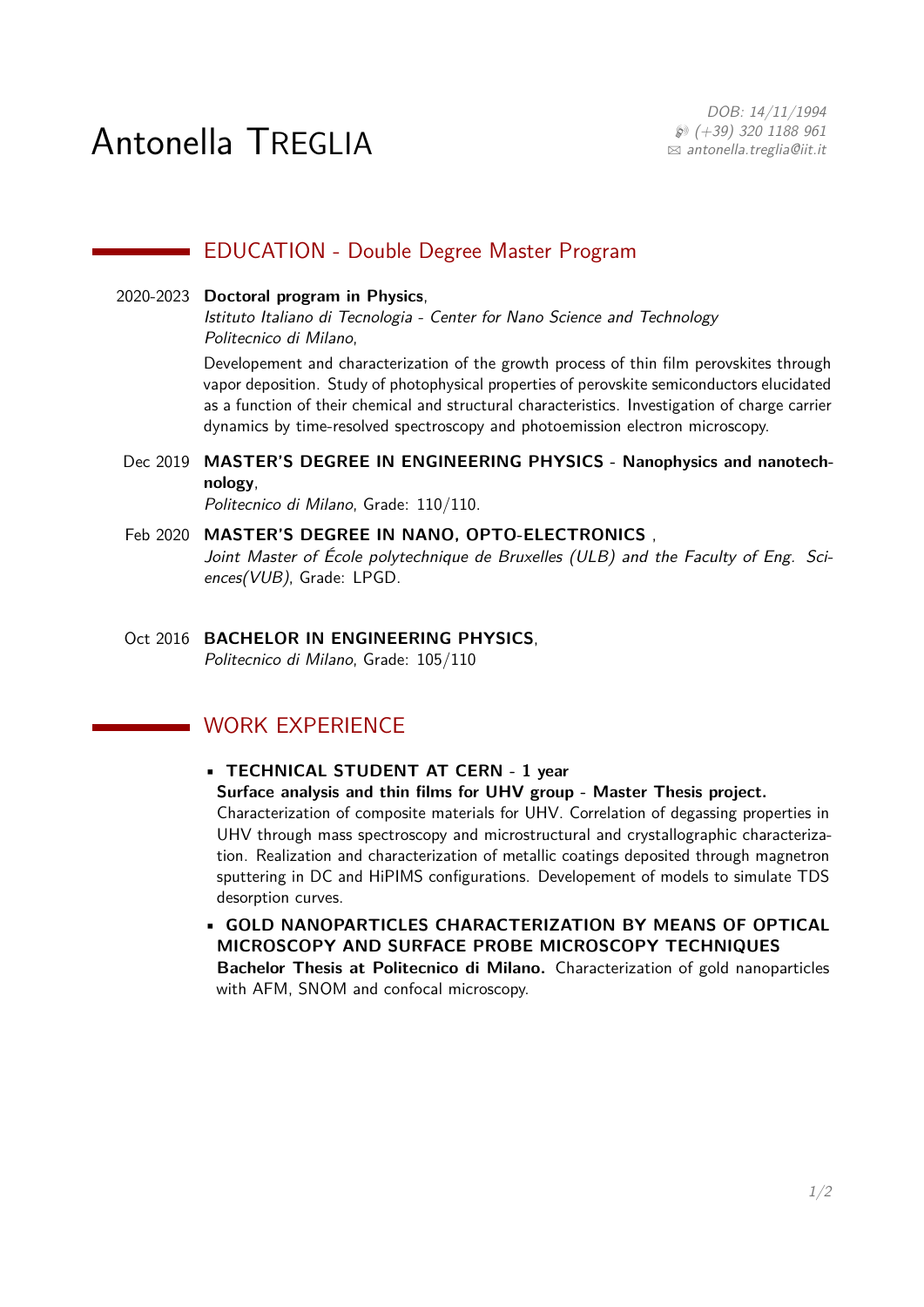# Antonella Treglia

*DOB: 14/11/1994*
*(+39) 320 1188 961*
*antonella.treglia@iit.it*

## EDUCATION - Double Degree Master Program

2020-2023 **Doctoral program in Physics**,
*Istituto Italiano di Tecnologia - Center for Nano Science and Technology*
*Politecnico di Milano*,

Developement and characterization of the growth process of thin film perovskites through vapor deposition. Study of photophysical properties of perovskite semiconductors elucidated as a function of their chemical and structural characteristics. Investigation of charge carrier dynamics by time-resolved spectroscopy and photoemission electron microscopy.

Dec 2019 **MASTER'S DEGREE IN ENGINEERING PHYSICS - Nanophysics and nanotechnology**,
*Politecnico di Milano*, Grade: 110/110.

Feb 2020 **MASTER'S DEGREE IN NANO, OPTO-ELECTRONICS** ,
*Joint Master of École polytechnique de Bruxelles (ULB) and the Faculty of Eng. Sciences(VUB)*, Grade: LPGD.

Oct 2016 **BACHELOR IN ENGINEERING PHYSICS**,
*Politecnico di Milano*, Grade: 105/110

## WORK EXPERIENCE

- **TECHNICAL STUDENT AT CERN - 1 year**
  **Surface analysis and thin films for UHV group - Master Thesis project.**
  Characterization of composite materials for UHV. Correlation of degassing properties in UHV through mass spectroscopy and microstructural and crystallographic characterization. Realization and characterization of metallic coatings deposited through magnetron sputtering in DC and HiPIMS configurations. Developement of models to simulate TDS desorption curves.
- **GOLD NANOPARTICLES CHARACTERIZATION BY MEANS OF OPTICAL MICROSCOPY AND SURFACE PROBE MICROSCOPY TECHNIQUES**
  **Bachelor Thesis at Politecnico di Milano.** Characterization of gold nanoparticles with AFM, SNOM and confocal microscopy.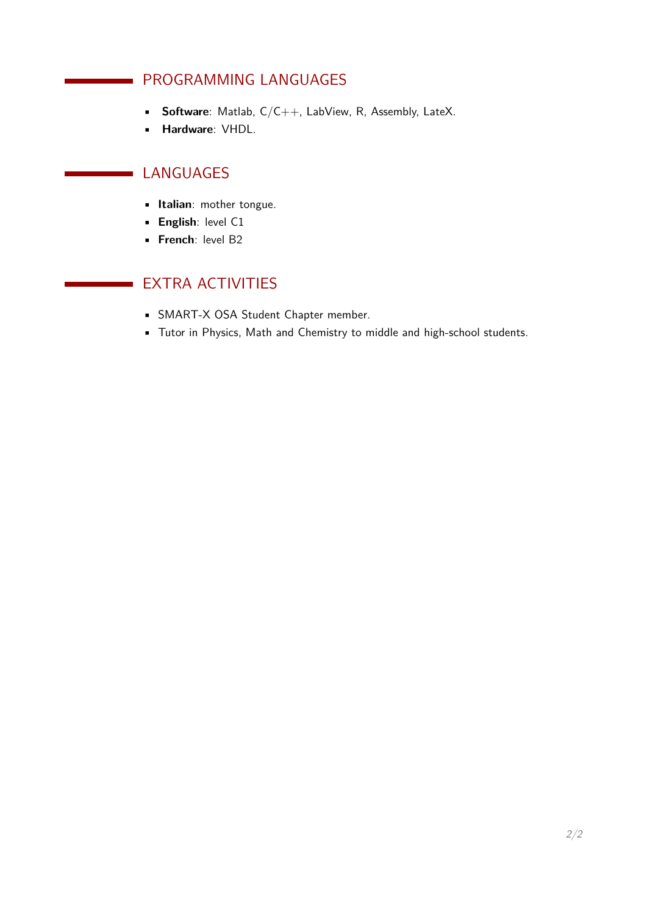## PROGRAMMING LANGUAGES

- **Software**: Matlab, C/C++, LabView, R, Assembly, LateX.
- **Hardware**: VHDL.

## LANGUAGES

- **Italian**: mother tongue.
- **English**: level C1
- **French**: level B2

## EXTRA ACTIVITIES

- SMART-X OSA Student Chapter member.
- Tutor in Physics, Math and Chemistry to middle and high-school students.